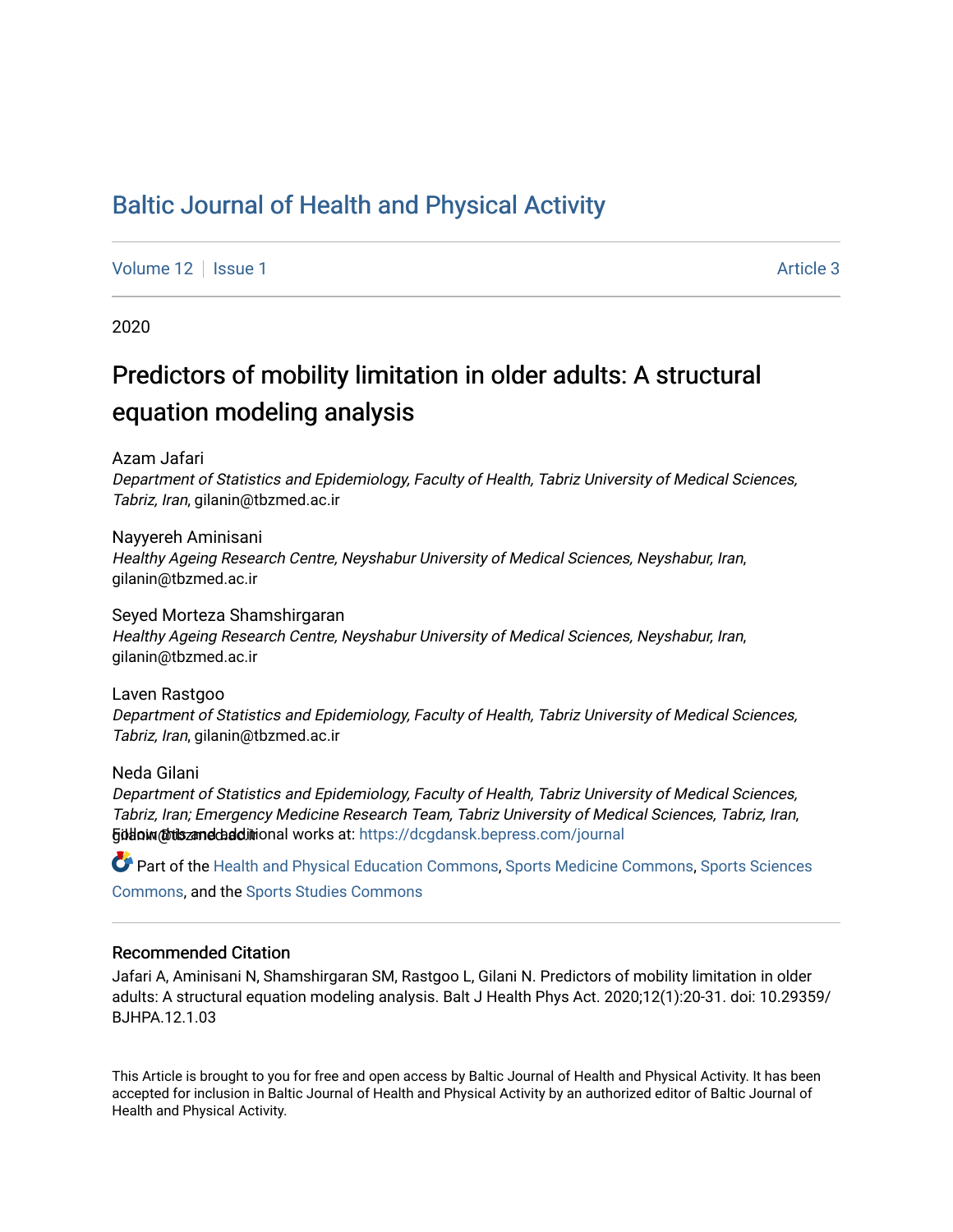# Baltic Journal of Health and Physical Activity

Volume 12 | Issue 1 Article 3

2020

## Predictors of mobility limitation in older adults: A structural equation modeling analysis

Azam Jafari
*Department of Statistics and Epidemiology, Faculty of Health, Tabriz University of Medical Sciences, Tabriz, Iran*, gilanin@tbzmed.ac.ir

Nayyereh Aminisani
*Healthy Ageing Research Centre, Neyshabur University of Medical Sciences, Neyshabur, Iran*, gilanin@tbzmed.ac.ir

Seyed Morteza Shamshirgaran
*Healthy Ageing Research Centre, Neyshabur University of Medical Sciences, Neyshabur, Iran*, gilanin@tbzmed.ac.ir

Laven Rastgoo
*Department of Statistics and Epidemiology, Faculty of Health, Tabriz University of Medical Sciences, Tabriz, Iran*, gilanin@tbzmed.ac.ir

Neda Gilani
*Department of Statistics and Epidemiology, Faculty of Health, Tabriz University of Medical Sciences, Tabriz, Iran; Emergency Medicine Research Team, Tabriz University of Medical Sciences, Tabriz, Iran*, gilanin@tbzmed.ac.ir

Follow this and additional works at: https://dcgdansk.bepress.com/journal

Part of the Health and Physical Education Commons, Sports Medicine Commons, Sports Sciences Commons, and the Sports Studies Commons

### Recommended Citation

Jafari A, Aminisani N, Shamshirgaran SM, Rastgoo L, Gilani N. Predictors of mobility limitation in older adults: A structural equation modeling analysis. Balt J Health Phys Act. 2020;12(1):20-31. doi: 10.29359/BJHPA.12.1.03

This Article is brought to you for free and open access by Baltic Journal of Health and Physical Activity. It has been accepted for inclusion in Baltic Journal of Health and Physical Activity by an authorized editor of Baltic Journal of Health and Physical Activity.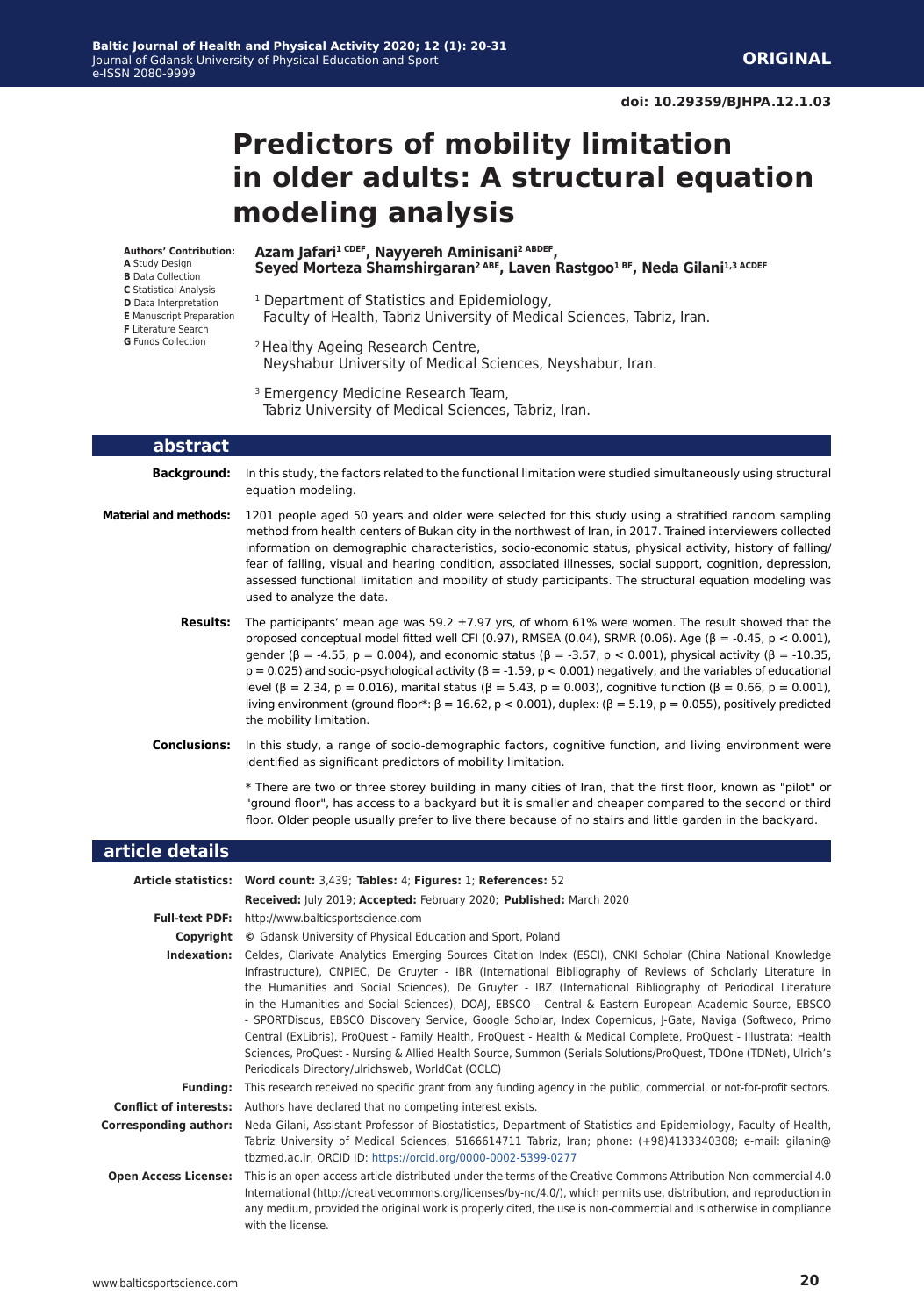# Predictors of mobility limitation in older adults: A structural equation modeling analysis

**Authors' Contribution:**
**A** Study Design
**B** Data Collection
**C** Statistical Analysis
**D** Data Interpretation
**E** Manuscript Preparation
**F** Literature Search
**G** Funds Collection

**Azam Jafari[1 CDEF], Nayyereh Aminisani[2 ABDEF], Seyed Morteza Shamshirgaran[2 ABE], Laven Rastgoo[1 BF], Neda Gilani[1,3 ACDEF]**

[1] Department of Statistics and Epidemiology, Faculty of Health, Tabriz University of Medical Sciences, Tabriz, Iran.

[2] Healthy Ageing Research Centre, Neyshabur University of Medical Sciences, Neyshabur, Iran.

[3] Emergency Medicine Research Team, Tabriz University of Medical Sciences, Tabriz, Iran.

## abstract

**Background:** In this study, the factors related to the functional limitation were studied simultaneously using structural equation modeling.

**Material and methods:** 1201 people aged 50 years and older were selected for this study using a stratified random sampling method from health centers of Bukan city in the northwest of Iran, in 2017. Trained interviewers collected information on demographic characteristics, socio-economic status, physical activity, history of falling/ fear of falling, visual and hearing condition, associated illnesses, social support, cognition, depression, assessed functional limitation and mobility of study participants. The structural equation modeling was used to analyze the data.

**Results:** The participants' mean age was 59.2 ±7.97 yrs, of whom 61% were women. The result showed that the proposed conceptual model fitted well CFI (0.97), RMSEA (0.04), SRMR (0.06). Age ($\beta = -0.45$, $p < 0.001$), gender ($\beta = -4.55$, $p = 0.004$), and economic status ($\beta = -3.57$, $p < 0.001$), physical activity ($\beta = -10.35$, $p = 0.025$) and socio-psychological activity ($\beta = -1.59$, $p < 0.001$) negatively, and the variables of educational level ($\beta = 2.34$, $p = 0.016$), marital status ($\beta = 5.43$, $p = 0.003$), cognitive function ($\beta = 0.66$, $p = 0.001$), living environment (ground floor*: $\beta = 16.62$, $p < 0.001$), duplex: ($\beta = 5.19$, $p = 0.055$), positively predicted the mobility limitation.

**Conclusions:** In this study, a range of socio-demographic factors, cognitive function, and living environment were identified as significant predictors of mobility limitation.

* There are two or three storey building in many cities of Iran, that the first floor, known as "pilot" or "ground floor", has access to a backyard but it is smaller and cheaper compared to the second or third floor. Older people usually prefer to live there because of no stairs and little garden in the backyard.

## article details

**Article statistics:** **Word count:** 3,439; **Tables:** 4; **Figures:** 1; **References:** 52
**Received:** July 2019; **Accepted:** February 2020; **Published:** March 2020

**Full-text PDF:** http://www.balticsportscience.com

**Copyright** © Gdansk University of Physical Education and Sport, Poland

**Indexation:** Celdes, Clarivate Analytics Emerging Sources Citation Index (ESCI), CNKI Scholar (China National Knowledge Infrastructure), CNPIEC, De Gruyter - IBR (International Bibliography of Reviews of Scholarly Literature in the Humanities and Social Sciences), De Gruyter - IBZ (International Bibliography of Periodical Literature in the Humanities and Social Sciences), DOAJ, EBSCO - Central & Eastern European Academic Source, EBSCO - SPORTDiscus, EBSCO Discovery Service, Google Scholar, Index Copernicus, J-Gate, Naviga (Softweco, Primo Central (ExLibris), ProQuest - Family Health, ProQuest - Health & Medical Complete, ProQuest - Illustrata: Health Sciences, ProQuest - Nursing & Allied Health Source, Summon (Serials Solutions/ProQuest, TDOne (TDNet), Ulrich's Periodicals Directory/ulrichsweb, WorldCat (OCLC)

**Funding:** This research received no specific grant from any funding agency in the public, commercial, or not-for-profit sectors.

**Conflict of interests:** Authors have declared that no competing interest exists.

**Corresponding author:** Neda Gilani, Assistant Professor of Biostatistics, Department of Statistics and Epidemiology, Faculty of Health, Tabriz University of Medical Sciences, 5166614711 Tabriz, Iran; phone: (+98)4133340308; e-mail: gilanin@tbzmed.ac.ir, ORCID ID: https://orcid.org/0000-0002-5399-0277

**Open Access License:** This is an open access article distributed under the terms of the Creative Commons Attribution-Non-commercial 4.0 International (http://creativecommons.org/licenses/by-nc/4.0/), which permits use, distribution, and reproduction in any medium, provided the original work is properly cited, the use is non-commercial and is otherwise in compliance with the license.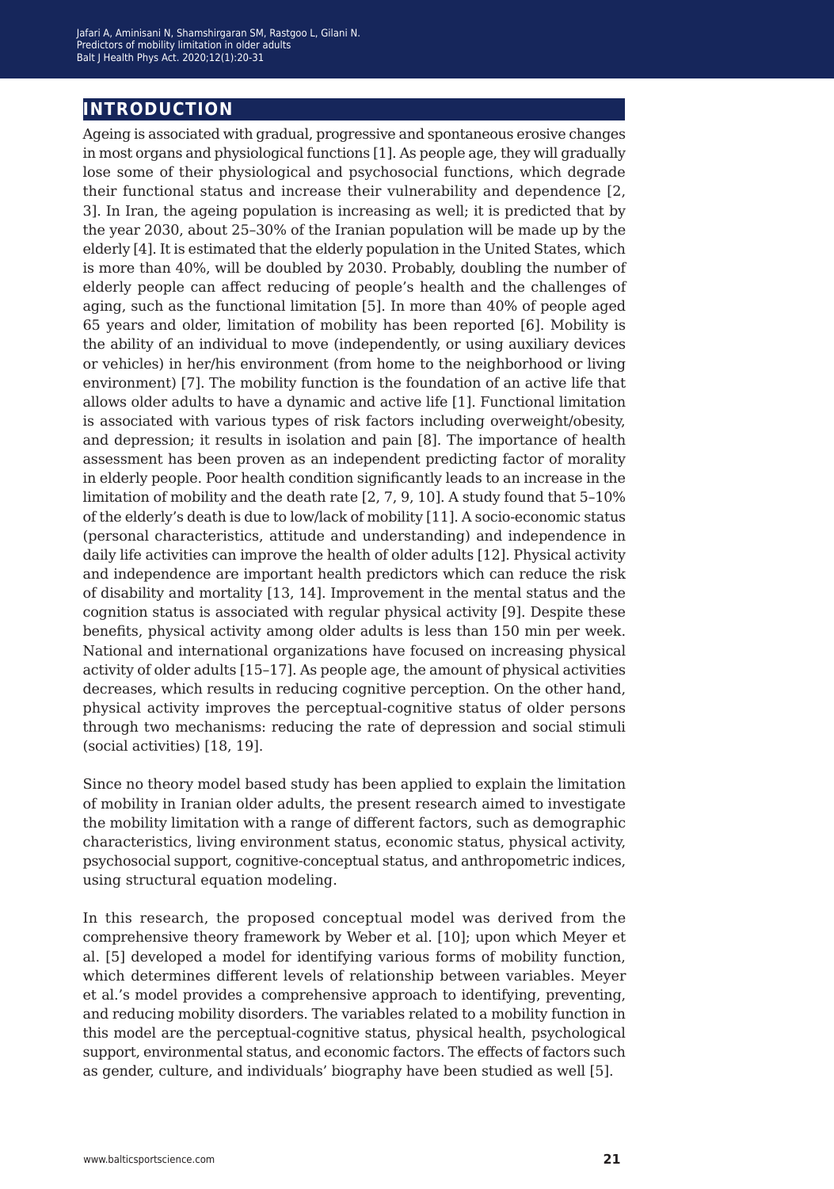## INTRODUCTION

Ageing is associated with gradual, progressive and spontaneous erosive changes in most organs and physiological functions [1]. As people age, they will gradually lose some of their physiological and psychosocial functions, which degrade their functional status and increase their vulnerability and dependence [2, 3]. In Iran, the ageing population is increasing as well; it is predicted that by the year 2030, about 25–30% of the Iranian population will be made up by the elderly [4]. It is estimated that the elderly population in the United States, which is more than 40%, will be doubled by 2030. Probably, doubling the number of elderly people can affect reducing of people's health and the challenges of aging, such as the functional limitation [5]. In more than 40% of people aged 65 years and older, limitation of mobility has been reported [6]. Mobility is the ability of an individual to move (independently, or using auxiliary devices or vehicles) in her/his environment (from home to the neighborhood or living environment) [7]. The mobility function is the foundation of an active life that allows older adults to have a dynamic and active life [1]. Functional limitation is associated with various types of risk factors including overweight/obesity, and depression; it results in isolation and pain [8]. The importance of health assessment has been proven as an independent predicting factor of morality in elderly people. Poor health condition significantly leads to an increase in the limitation of mobility and the death rate [2, 7, 9, 10]. A study found that 5–10% of the elderly's death is due to low/lack of mobility [11]. A socio-economic status (personal characteristics, attitude and understanding) and independence in daily life activities can improve the health of older adults [12]. Physical activity and independence are important health predictors which can reduce the risk of disability and mortality [13, 14]. Improvement in the mental status and the cognition status is associated with regular physical activity [9]. Despite these benefits, physical activity among older adults is less than 150 min per week. National and international organizations have focused on increasing physical activity of older adults [15–17]. As people age, the amount of physical activities decreases, which results in reducing cognitive perception. On the other hand, physical activity improves the perceptual-cognitive status of older persons through two mechanisms: reducing the rate of depression and social stimuli (social activities) [18, 19].

Since no theory model based study has been applied to explain the limitation of mobility in Iranian older adults, the present research aimed to investigate the mobility limitation with a range of different factors, such as demographic characteristics, living environment status, economic status, physical activity, psychosocial support, cognitive-conceptual status, and anthropometric indices, using structural equation modeling.

In this research, the proposed conceptual model was derived from the comprehensive theory framework by Weber et al. [10]; upon which Meyer et al. [5] developed a model for identifying various forms of mobility function, which determines different levels of relationship between variables. Meyer et al.'s model provides a comprehensive approach to identifying, preventing, and reducing mobility disorders. The variables related to a mobility function in this model are the perceptual-cognitive status, physical health, psychological support, environmental status, and economic factors. The effects of factors such as gender, culture, and individuals' biography have been studied as well [5].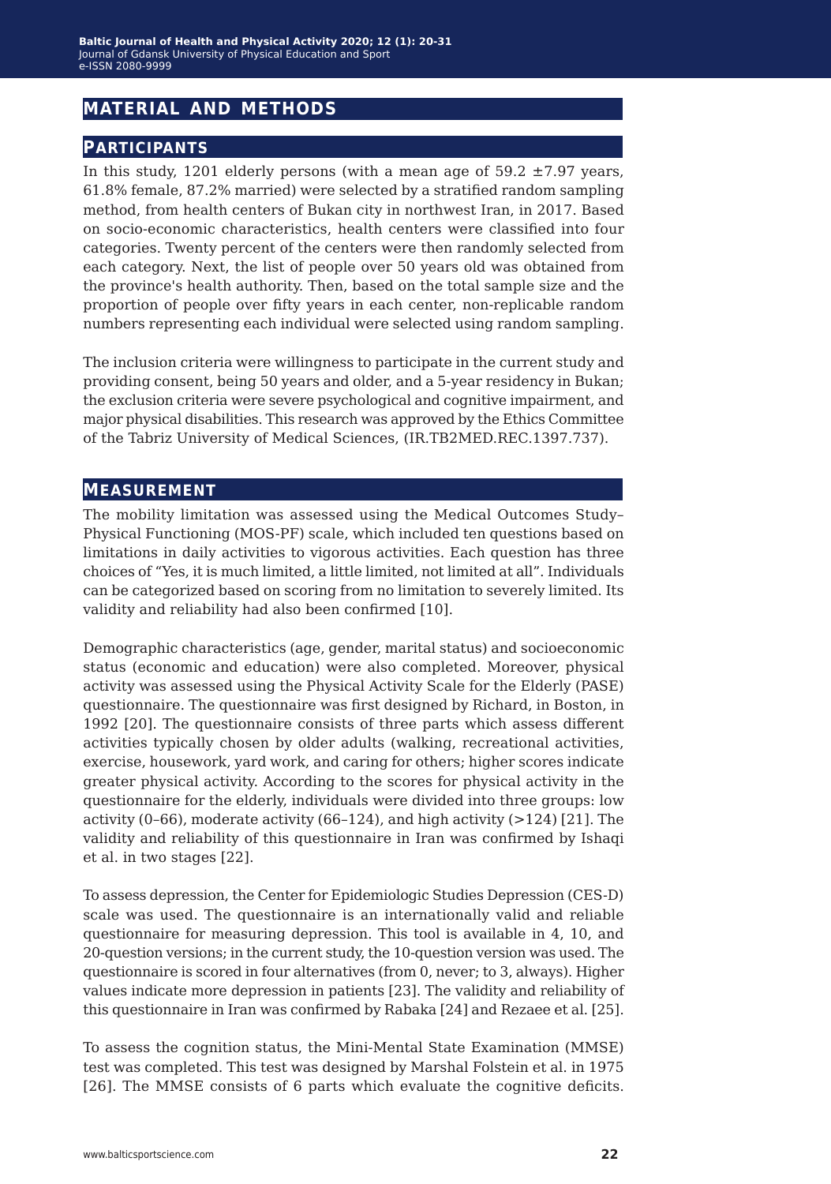## MATERIAL AND METHODS

### PARTICIPANTS

In this study, 1201 elderly persons (with a mean age of 59.2 ±7.97 years, 61.8% female, 87.2% married) were selected by a stratified random sampling method, from health centers of Bukan city in northwest Iran, in 2017. Based on socio-economic characteristics, health centers were classified into four categories. Twenty percent of the centers were then randomly selected from each category. Next, the list of people over 50 years old was obtained from the province's health authority. Then, based on the total sample size and the proportion of people over fifty years in each center, non-replicable random numbers representing each individual were selected using random sampling.

The inclusion criteria were willingness to participate in the current study and providing consent, being 50 years and older, and a 5-year residency in Bukan; the exclusion criteria were severe psychological and cognitive impairment, and major physical disabilities. This research was approved by the Ethics Committee of the Tabriz University of Medical Sciences, (IR.TB2MED.REC.1397.737).

### MEASUREMENT

The mobility limitation was assessed using the Medical Outcomes Study–Physical Functioning (MOS-PF) scale, which included ten questions based on limitations in daily activities to vigorous activities. Each question has three choices of "Yes, it is much limited, a little limited, not limited at all". Individuals can be categorized based on scoring from no limitation to severely limited. Its validity and reliability had also been confirmed [10].

Demographic characteristics (age, gender, marital status) and socioeconomic status (economic and education) were also completed. Moreover, physical activity was assessed using the Physical Activity Scale for the Elderly (PASE) questionnaire. The questionnaire was first designed by Richard, in Boston, in 1992 [20]. The questionnaire consists of three parts which assess different activities typically chosen by older adults (walking, recreational activities, exercise, housework, yard work, and caring for others; higher scores indicate greater physical activity. According to the scores for physical activity in the questionnaire for the elderly, individuals were divided into three groups: low activity (0–66), moderate activity (66–124), and high activity (>124) [21]. The validity and reliability of this questionnaire in Iran was confirmed by Ishaqi et al. in two stages [22].

To assess depression, the Center for Epidemiologic Studies Depression (CES-D) scale was used. The questionnaire is an internationally valid and reliable questionnaire for measuring depression. This tool is available in 4, 10, and 20-question versions; in the current study, the 10-question version was used. The questionnaire is scored in four alternatives (from 0, never; to 3, always). Higher values indicate more depression in patients [23]. The validity and reliability of this questionnaire in Iran was confirmed by Rabaka [24] and Rezaee et al. [25].

To assess the cognition status, the Mini-Mental State Examination (MMSE) test was completed. This test was designed by Marshal Folstein et al. in 1975 [26]. The MMSE consists of 6 parts which evaluate the cognitive deficits.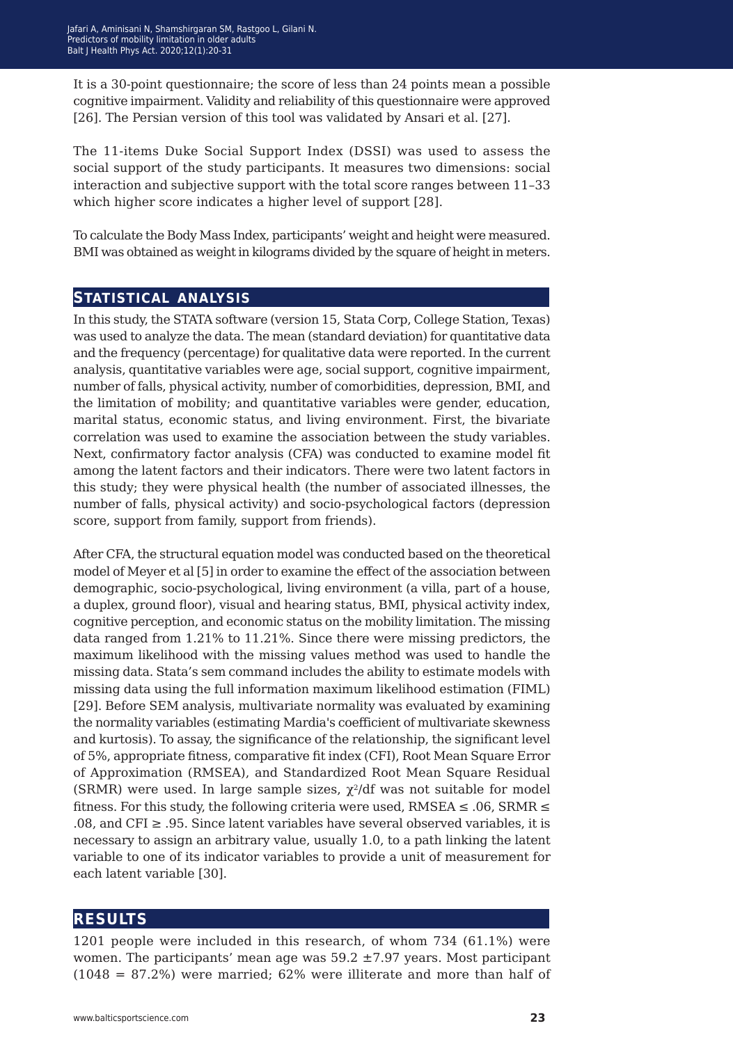It is a 30-point questionnaire; the score of less than 24 points mean a possible cognitive impairment. Validity and reliability of this questionnaire were approved [26]. The Persian version of this tool was validated by Ansari et al. [27].

The 11-items Duke Social Support Index (DSSI) was used to assess the social support of the study participants. It measures two dimensions: social interaction and subjective support with the total score ranges between 11–33 which higher score indicates a higher level of support [28].

To calculate the Body Mass Index, participants' weight and height were measured. BMI was obtained as weight in kilograms divided by the square of height in meters.

## Statistical analysis

In this study, the STATA software (version 15, Stata Corp, College Station, Texas) was used to analyze the data. The mean (standard deviation) for quantitative data and the frequency (percentage) for qualitative data were reported. In the current analysis, quantitative variables were age, social support, cognitive impairment, number of falls, physical activity, number of comorbidities, depression, BMI, and the limitation of mobility; and quantitative variables were gender, education, marital status, economic status, and living environment. First, the bivariate correlation was used to examine the association between the study variables. Next, confirmatory factor analysis (CFA) was conducted to examine model fit among the latent factors and their indicators. There were two latent factors in this study; they were physical health (the number of associated illnesses, the number of falls, physical activity) and socio-psychological factors (depression score, support from family, support from friends).

After CFA, the structural equation model was conducted based on the theoretical model of Meyer et al [5] in order to examine the effect of the association between demographic, socio-psychological, living environment (a villa, part of a house, a duplex, ground floor), visual and hearing status, BMI, physical activity index, cognitive perception, and economic status on the mobility limitation. The missing data ranged from 1.21% to 11.21%. Since there were missing predictors, the maximum likelihood with the missing values method was used to handle the missing data. Stata's sem command includes the ability to estimate models with missing data using the full information maximum likelihood estimation (FIML) [29]. Before SEM analysis, multivariate normality was evaluated by examining the normality variables (estimating Mardia's coefficient of multivariate skewness and kurtosis). To assay, the significance of the relationship, the significant level of 5%, appropriate fitness, comparative fit index (CFI), Root Mean Square Error of Approximation (RMSEA), and Standardized Root Mean Square Residual (SRMR) were used. In large sample sizes, $\chi^2$/df was not suitable for model fitness. For this study, the following criteria were used, RMSEA ≤ .06, SRMR ≤ .08, and CFI ≥ .95. Since latent variables have several observed variables, it is necessary to assign an arbitrary value, usually 1.0, to a path linking the latent variable to one of its indicator variables to provide a unit of measurement for each latent variable [30].

## Results

1201 people were included in this research, of whom 734 (61.1%) were women. The participants' mean age was 59.2 ±7.97 years. Most participant (1048 = 87.2%) were married; 62% were illiterate and more than half of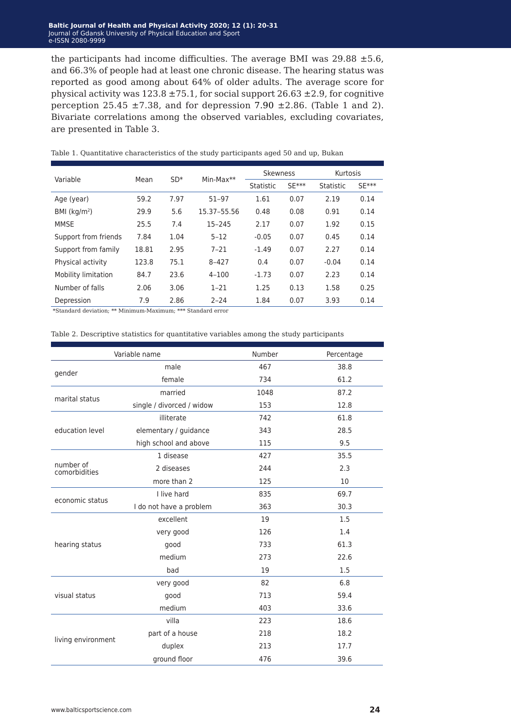the participants had income difficulties. The average BMI was 29.88 ±5.6, and 66.3% of people had at least one chronic disease. The hearing status was reported as good among about 64% of older adults. The average score for physical activity was 123.8 ±75.1, for social support 26.63 ±2.9, for cognitive perception 25.45 ±7.38, and for depression 7.90 ±2.86. (Table 1 and 2). Bivariate correlations among the observed variables, excluding covariates, are presented in Table 3.

Table 1. Quantitative characteristics of the study participants aged 50 and up, Bukan

| Variable | Mean | SD* | Min-Max** | Skewness | | Kurtosis | |
|---|---|---|---|---|---|---|---|
| | | | | Statistic | SE*** | Statistic | SE*** |
| Age (year) | 59.2 | 7.97 | 51–97 | 1.61 | 0.07 | 2.19 | 0.14 |
| BMI ($kg/m^2$) | 29.9 | 5.6 | 15.37–55.56 | 0.48 | 0.08 | 0.91 | 0.14 |
| MMSE | 25.5 | 7.4 | 15–245 | 2.17 | 0.07 | 1.92 | 0.15 |
| Support from friends | 7.84 | 1.04 | 5–12 | -0.05 | 0.07 | 0.45 | 0.14 |
| Support from family | 18.81 | 2.95 | 7–21 | -1.49 | 0.07 | 2.27 | 0.14 |
| Physical activity | 123.8 | 75.1 | 8–427 | 0.4 | 0.07 | -0.04 | 0.14 |
| Mobility limitation | 84.7 | 23.6 | 4–100 | -1.73 | 0.07 | 2.23 | 0.14 |
| Number of falls | 2.06 | 3.06 | 1–21 | 1.25 | 0.13 | 1.58 | 0.25 |
| Depression | 7.9 | 2.86 | 2–24 | 1.84 | 0.07 | 3.93 | 0.14 |

*Standard deviation; ** Minimum-Maximum; *** Standard error

Table 2. Descriptive statistics for quantitative variables among the study participants

| Variable name | | Number | Percentage |
|---|---|---|---|
| gender | male | 467 | 38.8 |
| | female | 734 | 61.2 |
| marital status | married | 1048 | 87.2 |
| | single / divorced / widow | 153 | 12.8 |
| education level | illiterate | 742 | 61.8 |
| | elementary / guidance | 343 | 28.5 |
| | high school and above | 115 | 9.5 |
| number of comorbidities | 1 disease | 427 | 35.5 |
| | 2 diseases | 244 | 2.3 |
| | more than 2 | 125 | 10 |
| economic status | I live hard | 835 | 69.7 |
| | I do not have a problem | 363 | 30.3 |
| hearing status | excellent | 19 | 1.5 |
| | very good | 126 | 1.4 |
| | good | 733 | 61.3 |
| | medium | 273 | 22.6 |
| | bad | 19 | 1.5 |
| visual status | very good | 82 | 6.8 |
| | good | 713 | 59.4 |
| | medium | 403 | 33.6 |
| living environment | villa | 223 | 18.6 |
| | part of a house | 218 | 18.2 |
| | duplex | 213 | 17.7 |
| | ground floor | 476 | 39.6 |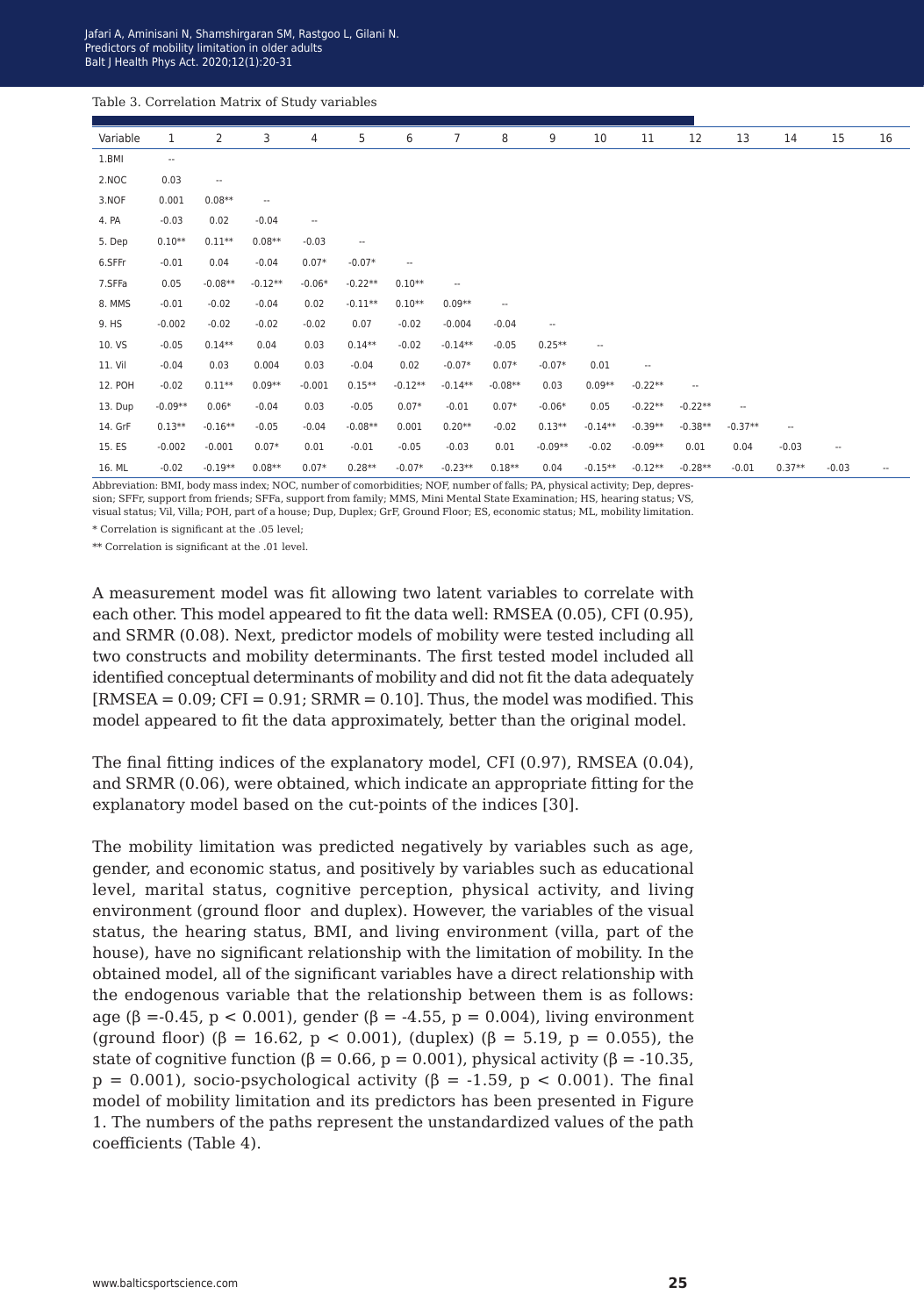Table 3. Correlation Matrix of Study variables

| Variable | 1 | 2 | 3 | 4 | 5 | 6 | 7 | 8 | 9 | 10 | 11 | 12 | 13 | 14 | 15 | 16 |
|---|---|---|---|---|---|---|---|---|---|---|---|---|---|---|---|---|
| 1.BMI | -- | | | | | | | | | | | | | | | |
| 2.NOC | 0.03 | -- | | | | | | | | | | | | | | |
| 3.NOF | 0.001 | 0.08** | -- | | | | | | | | | | | | | |
| 4. PA | -0.03 | 0.02 | -0.04 | -- | | | | | | | | | | | | |
| 5. Dep | 0.10** | 0.11** | 0.08** | -0.03 | -- | | | | | | | | | | | |
| 6.SFFr | -0.01 | 0.04 | -0.04 | 0.07* | -0.07* | -- | | | | | | | | | | |
| 7.SFFa | 0.05 | -0.08** | -0.12** | -0.06* | -0.22** | 0.10** | -- | | | | | | | | | |
| 8. MMS | -0.01 | -0.02 | -0.04 | 0.02 | -0.11** | 0.10** | 0.09** | -- | | | | | | | | |
| 9. HS | -0.002 | -0.02 | -0.02 | -0.02 | 0.07 | -0.02 | -0.004 | -0.04 | -- | | | | | | | |
| 10. VS | -0.05 | 0.14** | 0.04 | 0.03 | 0.14** | -0.02 | -0.14** | -0.05 | 0.25** | -- | | | | | | |
| 11. Vil | -0.04 | 0.03 | 0.004 | 0.03 | -0.04 | 0.02 | -0.07* | 0.07* | -0.07* | 0.01 | -- | | | | | |
| 12. POH | -0.02 | 0.11** | 0.09** | -0.001 | 0.15** | -0.12** | -0.14** | -0.08** | 0.03 | 0.09** | -0.22** | -- | | | | |
| 13. Dup | -0.09** | 0.06* | -0.04 | 0.03 | -0.05 | 0.07* | -0.01 | 0.07* | -0.06* | 0.05 | -0.22** | -0.22** | -- | | | |
| 14. GrF | 0.13** | -0.16** | -0.05 | -0.04 | -0.08** | 0.001 | 0.20** | -0.02 | 0.13** | -0.14** | -0.39** | -0.38** | -0.37** | -- | | |
| 15. ES | -0.002 | -0.001 | 0.07* | 0.01 | -0.01 | -0.05 | -0.03 | 0.01 | -0.09** | -0.02 | -0.09** | 0.01 | 0.04 | -0.03 | -- | |
| 16. ML | -0.02 | -0.19** | 0.08** | 0.07* | 0.28** | -0.07* | -0.23** | 0.18** | 0.04 | -0.15** | -0.12** | -0.28** | -0.01 | 0.37** | -0.03 | -- |

Abbreviation: BMI, body mass index; NOC, number of comorbidities; NOF, number of falls; PA, physical activity; Dep, depression; SFFr, support from friends; SFFa, support from family; MMS, Mini Mental State Examination; HS, hearing status; VS, visual status; Vil, Villa; POH, part of a house; Dup, Duplex; GrF, Ground Floor; ES, economic status; ML, mobility limitation.

\* Correlation is significant at the .05 level;

\*\* Correlation is significant at the .01 level.

A measurement model was fit allowing two latent variables to correlate with each other. This model appeared to fit the data well: RMSEA (0.05), CFI (0.95), and SRMR (0.08). Next, predictor models of mobility were tested including all two constructs and mobility determinants. The first tested model included all identified conceptual determinants of mobility and did not fit the data adequately [RMSEA = 0.09; CFI = 0.91; SRMR = 0.10]. Thus, the model was modified. This model appeared to fit the data approximately, better than the original model.

The final fitting indices of the explanatory model, CFI (0.97), RMSEA (0.04), and SRMR (0.06), were obtained, which indicate an appropriate fitting for the explanatory model based on the cut-points of the indices [30].

The mobility limitation was predicted negatively by variables such as age, gender, and economic status, and positively by variables such as educational level, marital status, cognitive perception, physical activity, and living environment (ground floor and duplex). However, the variables of the visual status, the hearing status, BMI, and living environment (villa, part of the house), have no significant relationship with the limitation of mobility. In the obtained model, all of the significant variables have a direct relationship with the endogenous variable that the relationship between them is as follows: age ($\beta$ =-0.45, $p < 0.001$), gender ($\beta$ = -4.55, $p = 0.004$), living environment (ground floor) ($\beta$ = 16.62, $p < 0.001$), (duplex) ($\beta$ = 5.19, $p = 0.055$), the state of cognitive function ($\beta$ = 0.66, $p = 0.001$), physical activity ($\beta$ = -10.35, $p = 0.001$), socio-psychological activity ($\beta$ = -1.59, $p < 0.001$). The final model of mobility limitation and its predictors has been presented in Figure 1. The numbers of the paths represent the unstandardized values of the path coefficients (Table 4).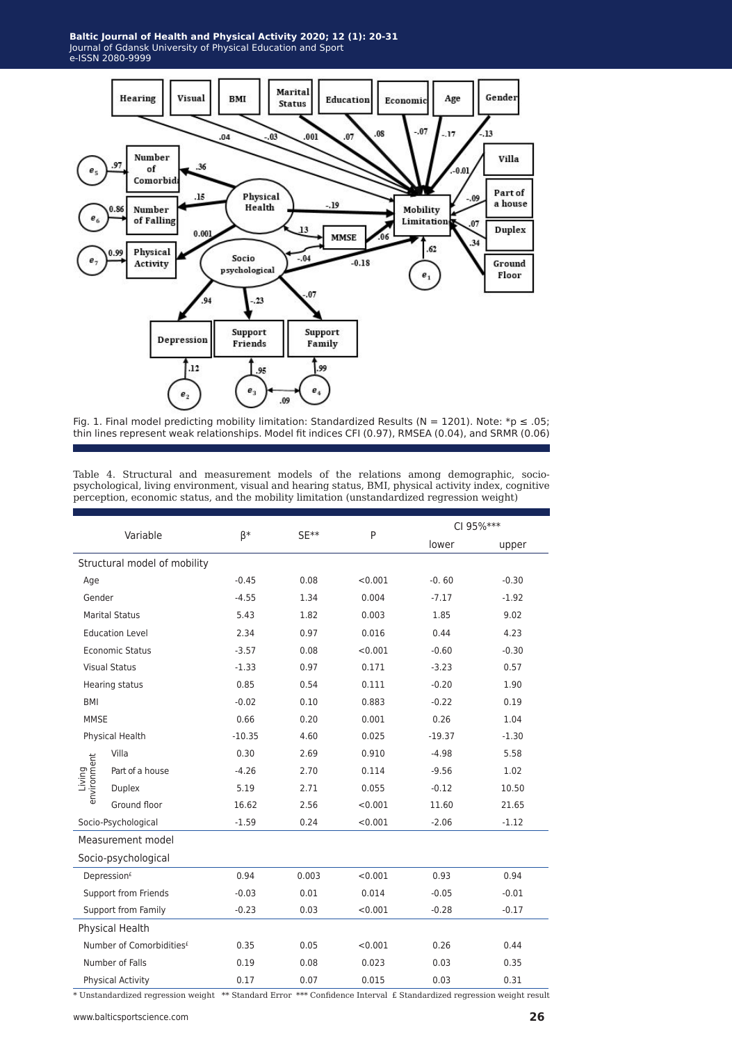Fig. 1. Final model predicting mobility limitation: Standardized Results (N = 1201). Note: *p ≤ .05; thin lines represent weak relationships. Model fit indices CFI (0.97), RMSEA (0.04), and SRMR (0.06)

Table 4. Structural and measurement models of the relations among demographic, socio-psychological, living environment, visual and hearing status, BMI, physical activity index, cognitive perception, economic status, and the mobility limitation (unstandardized regression weight)

| Variable | | β* | SE** | P | CI 95%*** | |
|---|---|---|---|---|---|---|
| | | | | | lower | upper |
| **Structural model of mobility** | | | | | | |
| Age | | -0.45 | 0.08 | <0.001 | -0. 60 | -0.30 |
| Gender | | -4.55 | 1.34 | 0.004 | -7.17 | -1.92 |
| Marital Status | | 5.43 | 1.82 | 0.003 | 1.85 | 9.02 |
| Education Level | | 2.34 | 0.97 | 0.016 | 0.44 | 4.23 |
| Economic Status | | -3.57 | 0.08 | <0.001 | -0.60 | -0.30 |
| Visual Status | | -1.33 | 0.97 | 0.171 | -3.23 | 0.57 |
| Hearing status | | 0.85 | 0.54 | 0.111 | -0.20 | 1.90 |
| BMI | | -0.02 | 0.10 | 0.883 | -0.22 | 0.19 |
| MMSE | | 0.66 | 0.20 | 0.001 | 0.26 | 1.04 |
| Physical Health | | -10.35 | 4.60 | 0.025 | -19.37 | -1.30 |
| Living environment | Villa | 0.30 | 2.69 | 0.910 | -4.98 | 5.58 |
| | Part of a house | -4.26 | 2.70 | 0.114 | -9.56 | 1.02 |
| | Duplex | 5.19 | 2.71 | 0.055 | -0.12 | 10.50 |
| | Ground floor | 16.62 | 2.56 | <0.001 | 11.60 | 21.65 |
| Socio-Psychological | | -1.59 | 0.24 | <0.001 | -2.06 | -1.12 |
| **Measurement model** | | | | | | |
| **Socio-psychological** | | | | | | |
| Depression£ | | 0.94 | 0.003 | <0.001 | 0.93 | 0.94 |
| Support from Friends | | -0.03 | 0.01 | 0.014 | -0.05 | -0.01 |
| Support from Family | | -0.23 | 0.03 | <0.001 | -0.28 | -0.17 |
| **Physical Health** | | | | | | |
| Number of Comorbidities£ | | 0.35 | 0.05 | <0.001 | 0.26 | 0.44 |
| Number of Falls | | 0.19 | 0.08 | 0.023 | 0.03 | 0.35 |
| Physical Activity | | 0.17 | 0.07 | 0.015 | 0.03 | 0.31 |

* Unstandardized regression weight ** Standard Error *** Confidence Interval £ Standardized regression weight result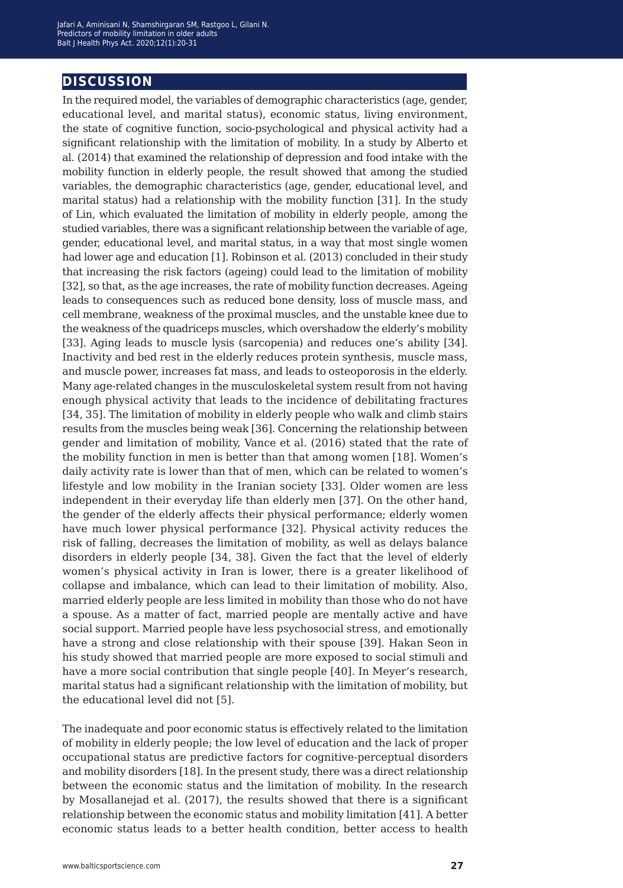## DISCUSSION

In the required model, the variables of demographic characteristics (age, gender, educational level, and marital status), economic status, living environment, the state of cognitive function, socio-psychological and physical activity had a significant relationship with the limitation of mobility. In a study by Alberto et al. (2014) that examined the relationship of depression and food intake with the mobility function in elderly people, the result showed that among the studied variables, the demographic characteristics (age, gender, educational level, and marital status) had a relationship with the mobility function [31]. In the study of Lin, which evaluated the limitation of mobility in elderly people, among the studied variables, there was a significant relationship between the variable of age, gender, educational level, and marital status, in a way that most single women had lower age and education [1]. Robinson et al. (2013) concluded in their study that increasing the risk factors (ageing) could lead to the limitation of mobility [32], so that, as the age increases, the rate of mobility function decreases. Ageing leads to consequences such as reduced bone density, loss of muscle mass, and cell membrane, weakness of the proximal muscles, and the unstable knee due to the weakness of the quadriceps muscles, which overshadow the elderly's mobility [33]. Aging leads to muscle lysis (sarcopenia) and reduces one's ability [34]. Inactivity and bed rest in the elderly reduces protein synthesis, muscle mass, and muscle power, increases fat mass, and leads to osteoporosis in the elderly. Many age-related changes in the musculoskeletal system result from not having enough physical activity that leads to the incidence of debilitating fractures [34, 35]. The limitation of mobility in elderly people who walk and climb stairs results from the muscles being weak [36]. Concerning the relationship between gender and limitation of mobility, Vance et al. (2016) stated that the rate of the mobility function in men is better than that among women [18]. Women's daily activity rate is lower than that of men, which can be related to women's lifestyle and low mobility in the Iranian society [33]. Older women are less independent in their everyday life than elderly men [37]. On the other hand, the gender of the elderly affects their physical performance; elderly women have much lower physical performance [32]. Physical activity reduces the risk of falling, decreases the limitation of mobility, as well as delays balance disorders in elderly people [34, 38]. Given the fact that the level of elderly women's physical activity in Iran is lower, there is a greater likelihood of collapse and imbalance, which can lead to their limitation of mobility. Also, married elderly people are less limited in mobility than those who do not have a spouse. As a matter of fact, married people are mentally active and have social support. Married people have less psychosocial stress, and emotionally have a strong and close relationship with their spouse [39]. Hakan Seon in his study showed that married people are more exposed to social stimuli and have a more social contribution that single people [40]. In Meyer's research, marital status had a significant relationship with the limitation of mobility, but the educational level did not [5].

The inadequate and poor economic status is effectively related to the limitation of mobility in elderly people; the low level of education and the lack of proper occupational status are predictive factors for cognitive-perceptual disorders and mobility disorders [18]. In the present study, there was a direct relationship between the economic status and the limitation of mobility. In the research by Mosallanejad et al. (2017), the results showed that there is a significant relationship between the economic status and mobility limitation [41]. A better economic status leads to a better health condition, better access to health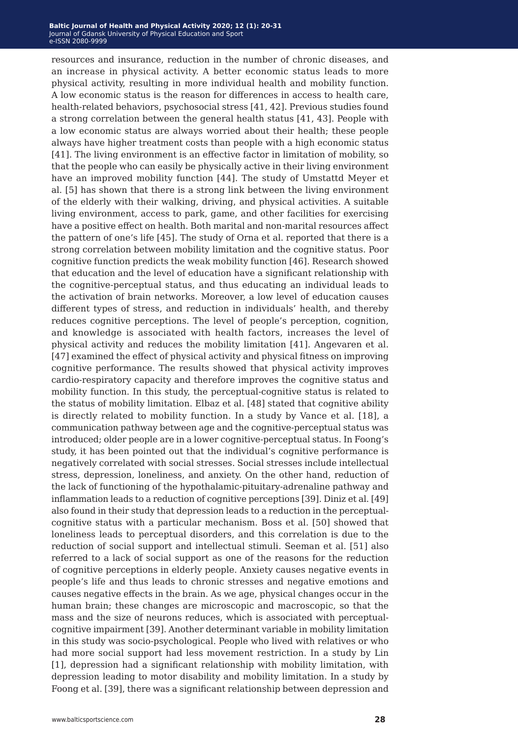resources and insurance, reduction in the number of chronic diseases, and an increase in physical activity. A better economic status leads to more physical activity, resulting in more individual health and mobility function. A low economic status is the reason for differences in access to health care, health-related behaviors, psychosocial stress [41, 42]. Previous studies found a strong correlation between the general health status [41, 43]. People with a low economic status are always worried about their health; these people always have higher treatment costs than people with a high economic status [41]. The living environment is an effective factor in limitation of mobility, so that the people who can easily be physically active in their living environment have an improved mobility function [44]. The study of Umstattd Meyer et al. [5] has shown that there is a strong link between the living environment of the elderly with their walking, driving, and physical activities. A suitable living environment, access to park, game, and other facilities for exercising have a positive effect on health. Both marital and non-marital resources affect the pattern of one's life [45]. The study of Orna et al. reported that there is a strong correlation between mobility limitation and the cognitive status. Poor cognitive function predicts the weak mobility function [46]. Research showed that education and the level of education have a significant relationship with the cognitive-perceptual status, and thus educating an individual leads to the activation of brain networks. Moreover, a low level of education causes different types of stress, and reduction in individuals' health, and thereby reduces cognitive perceptions. The level of people's perception, cognition, and knowledge is associated with health factors, increases the level of physical activity and reduces the mobility limitation [41]. Angevaren et al. [47] examined the effect of physical activity and physical fitness on improving cognitive performance. The results showed that physical activity improves cardio-respiratory capacity and therefore improves the cognitive status and mobility function. In this study, the perceptual-cognitive status is related to the status of mobility limitation. Elbaz et al. [48] stated that cognitive ability is directly related to mobility function. In a study by Vance et al. [18], a communication pathway between age and the cognitive-perceptual status was introduced; older people are in a lower cognitive-perceptual status. In Foong's study, it has been pointed out that the individual's cognitive performance is negatively correlated with social stresses. Social stresses include intellectual stress, depression, loneliness, and anxiety. On the other hand, reduction of the lack of functioning of the hypothalamic-pituitary-adrenaline pathway and inflammation leads to a reduction of cognitive perceptions [39]. Diniz et al. [49] also found in their study that depression leads to a reduction in the perceptual-cognitive status with a particular mechanism. Boss et al. [50] showed that loneliness leads to perceptual disorders, and this correlation is due to the reduction of social support and intellectual stimuli. Seeman et al. [51] also referred to a lack of social support as one of the reasons for the reduction of cognitive perceptions in elderly people. Anxiety causes negative events in people's life and thus leads to chronic stresses and negative emotions and causes negative effects in the brain. As we age, physical changes occur in the human brain; these changes are microscopic and macroscopic, so that the mass and the size of neurons reduces, which is associated with perceptual-cognitive impairment [39]. Another determinant variable in mobility limitation in this study was socio-psychological. People who lived with relatives or who had more social support had less movement restriction. In a study by Lin [1], depression had a significant relationship with mobility limitation, with depression leading to motor disability and mobility limitation. In a study by Foong et al. [39], there was a significant relationship between depression and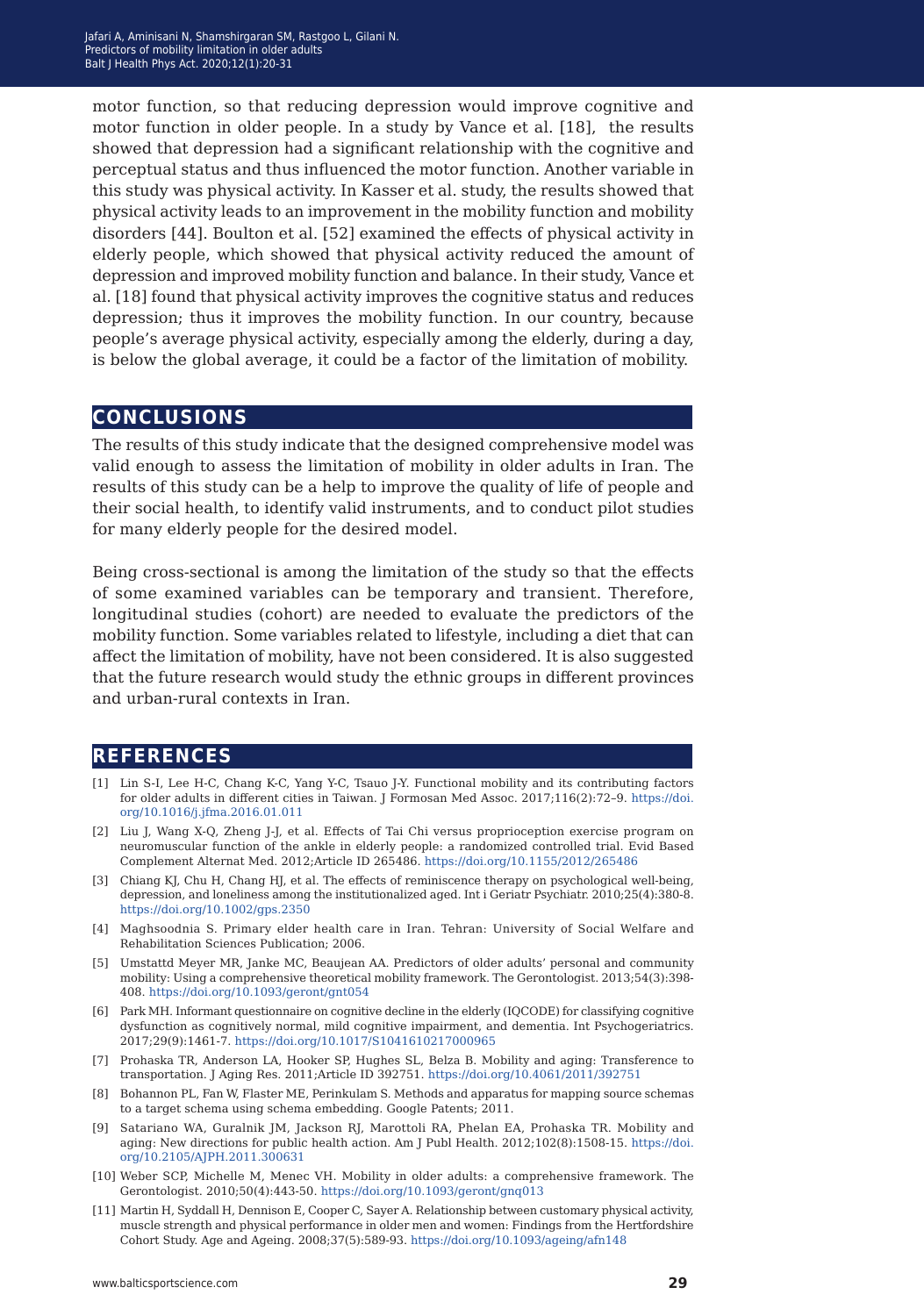motor function, so that reducing depression would improve cognitive and motor function in older people. In a study by Vance et al. [18], the results showed that depression had a significant relationship with the cognitive and perceptual status and thus influenced the motor function. Another variable in this study was physical activity. In Kasser et al. study, the results showed that physical activity leads to an improvement in the mobility function and mobility disorders [44]. Boulton et al. [52] examined the effects of physical activity in elderly people, which showed that physical activity reduced the amount of depression and improved mobility function and balance. In their study, Vance et al. [18] found that physical activity improves the cognitive status and reduces depression; thus it improves the mobility function. In our country, because people's average physical activity, especially among the elderly, during a day, is below the global average, it could be a factor of the limitation of mobility.

## CONCLUSIONS

The results of this study indicate that the designed comprehensive model was valid enough to assess the limitation of mobility in older adults in Iran. The results of this study can be a help to improve the quality of life of people and their social health, to identify valid instruments, and to conduct pilot studies for many elderly people for the desired model.

Being cross-sectional is among the limitation of the study so that the effects of some examined variables can be temporary and transient. Therefore, longitudinal studies (cohort) are needed to evaluate the predictors of the mobility function. Some variables related to lifestyle, including a diet that can affect the limitation of mobility, have not been considered. It is also suggested that the future research would study the ethnic groups in different provinces and urban-rural contexts in Iran.

## REFERENCES

[1] Lin S-I, Lee H-C, Chang K-C, Yang Y-C, Tsauo J-Y. Functional mobility and its contributing factors for older adults in different cities in Taiwan. J Formosan Med Assoc. 2017;116(2):72–9. https://doi.org/10.1016/j.jfma.2016.01.011

[2] Liu J, Wang X-Q, Zheng J-J, et al. Effects of Tai Chi versus proprioception exercise program on neuromuscular function of the ankle in elderly people: a randomized controlled trial. Evid Based Complement Alternat Med. 2012;Article ID 265486. https://doi.org/10.1155/2012/265486

[3] Chiang KJ, Chu H, Chang HJ, et al. The effects of reminiscence therapy on psychological well-being, depression, and loneliness among the institutionalized aged. Int i Geriatr Psychiatr. 2010;25(4):380-8. https://doi.org/10.1002/gps.2350

[4] Maghsoodnia S. Primary elder health care in Iran. Tehran: University of Social Welfare and Rehabilitation Sciences Publication; 2006.

[5] Umstattd Meyer MR, Janke MC, Beaujean AA. Predictors of older adults' personal and community mobility: Using a comprehensive theoretical mobility framework. The Gerontologist. 2013;54(3):398-408. https://doi.org/10.1093/geront/gnt054

[6] Park MH. Informant questionnaire on cognitive decline in the elderly (IQCODE) for classifying cognitive dysfunction as cognitively normal, mild cognitive impairment, and dementia. Int Psychogeriatrics. 2017;29(9):1461-7. https://doi.org/10.1017/S1041610217000965

[7] Prohaska TR, Anderson LA, Hooker SP, Hughes SL, Belza B. Mobility and aging: Transference to transportation. J Aging Res. 2011;Article ID 392751. https://doi.org/10.4061/2011/392751

[8] Bohannon PL, Fan W, Flaster ME, Perinkulam S. Methods and apparatus for mapping source schemas to a target schema using schema embedding. Google Patents; 2011.

[9] Satariano WA, Guralnik JM, Jackson RJ, Marottoli RA, Phelan EA, Prohaska TR. Mobility and aging: New directions for public health action. Am J Publ Health. 2012;102(8):1508-15. https://doi.org/10.2105/AJPH.2011.300631

[10] Weber SCP, Michelle M, Menec VH. Mobility in older adults: a comprehensive framework. The Gerontologist. 2010;50(4):443-50. https://doi.org/10.1093/geront/gnq013

[11] Martin H, Syddall H, Dennison E, Cooper C, Sayer A. Relationship between customary physical activity, muscle strength and physical performance in older men and women: Findings from the Hertfordshire Cohort Study. Age and Ageing. 2008;37(5):589-93. https://doi.org/10.1093/ageing/afn148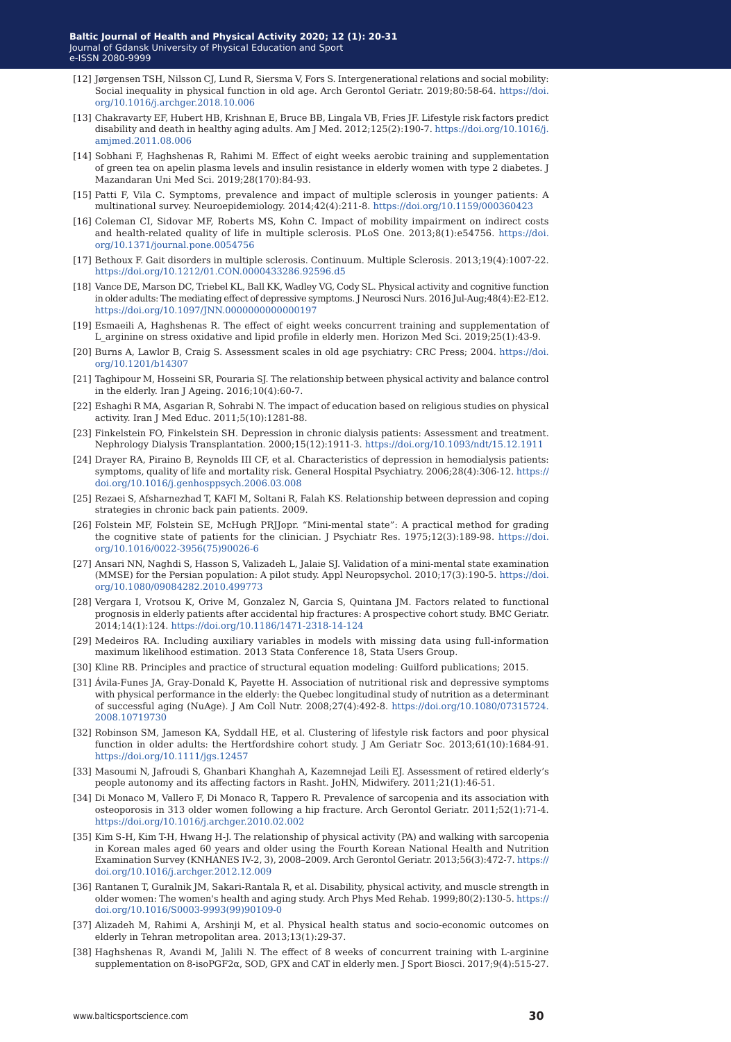[12] Jørgensen TSH, Nilsson CJ, Lund R, Siersma V, Fors S. Intergenerational relations and social mobility: Social inequality in physical function in old age. Arch Gerontol Geriatr. 2019;80:58-64. https://doi.org/10.1016/j.archger.2018.10.006

[13] Chakravarty EF, Hubert HB, Krishnan E, Bruce BB, Lingala VB, Fries JF. Lifestyle risk factors predict disability and death in healthy aging adults. Am J Med. 2012;125(2):190-7. https://doi.org/10.1016/j.amjmed.2011.08.006

[14] Sobhani F, Haghshenas R, Rahimi M. Effect of eight weeks aerobic training and supplementation of green tea on apelin plasma levels and insulin resistance in elderly women with type 2 diabetes. J Mazandaran Uni Med Sci. 2019;28(170):84-93.

[15] Patti F, Vila C. Symptoms, prevalence and impact of multiple sclerosis in younger patients: A multinational survey. Neuroepidemiology. 2014;42(4):211-8. https://doi.org/10.1159/000360423

[16] Coleman CI, Sidovar MF, Roberts MS, Kohn C. Impact of mobility impairment on indirect costs and health-related quality of life in multiple sclerosis. PLoS One. 2013;8(1):e54756. https://doi.org/10.1371/journal.pone.0054756

[17] Bethoux F. Gait disorders in multiple sclerosis. Continuum. Multiple Sclerosis. 2013;19(4):1007-22. https://doi.org/10.1212/01.CON.0000433286.92596.d5

[18] Vance DE, Marson DC, Triebel KL, Ball KK, Wadley VG, Cody SL. Physical activity and cognitive function in older adults: The mediating effect of depressive symptoms. J Neurosci Nurs. 2016 Jul-Aug;48(4):E2-E12. https://doi.org/10.1097/JNN.0000000000000197

[19] Esmaeili A, Haghshenas R. The effect of eight weeks concurrent training and supplementation of L_arginine on stress oxidative and lipid profile in elderly men. Horizon Med Sci. 2019;25(1):43-9.

[20] Burns A, Lawlor B, Craig S. Assessment scales in old age psychiatry: CRC Press; 2004. https://doi.org/10.1201/b14307

[21] Taghipour M, Hosseini SR, Pouraria SJ. The relationship between physical activity and balance control in the elderly. Iran J Ageing. 2016;10(4):60-7.

[22] Eshaghi R MA, Asgarian R, Sohrabi N. The impact of education based on religious studies on physical activity. Iran J Med Educ. 2011;5(10):1281-88.

[23] Finkelstein FO, Finkelstein SH. Depression in chronic dialysis patients: Assessment and treatment. Nephrology Dialysis Transplantation. 2000;15(12):1911-3. https://doi.org/10.1093/ndt/15.12.1911

[24] Drayer RA, Piraino B, Reynolds III CF, et al. Characteristics of depression in hemodialysis patients: symptoms, quality of life and mortality risk. General Hospital Psychiatry. 2006;28(4):306-12. https://doi.org/10.1016/j.genhosppsych.2006.03.008

[25] Rezaei S, Afsharnezhad T, KAFI M, Soltani R, Falah KS. Relationship between depression and coping strategies in chronic back pain patients. 2009.

[26] Folstein MF, Folstein SE, McHugh PRJJopr. "Mini-mental state": A practical method for grading the cognitive state of patients for the clinician. J Psychiatr Res. 1975;12(3):189-98. https://doi.org/10.1016/0022-3956(75)90026-6

[27] Ansari NN, Naghdi S, Hasson S, Valizadeh L, Jalaie SJ. Validation of a mini-mental state examination (MMSE) for the Persian population: A pilot study. Appl Neuropsychol. 2010;17(3):190-5. https://doi.org/10.1080/09084282.2010.499773

[28] Vergara I, Vrotsou K, Orive M, Gonzalez N, Garcia S, Quintana JM. Factors related to functional prognosis in elderly patients after accidental hip fractures: A prospective cohort study. BMC Geriatr. 2014;14(1):124. https://doi.org/10.1186/1471-2318-14-124

[29] Medeiros RA. Including auxiliary variables in models with missing data using full-information maximum likelihood estimation. 2013 Stata Conference 18, Stata Users Group.

[30] Kline RB. Principles and practice of structural equation modeling: Guilford publications; 2015.

[31] Ávila-Funes JA, Gray-Donald K, Payette H. Association of nutritional risk and depressive symptoms with physical performance in the elderly: the Quebec longitudinal study of nutrition as a determinant of successful aging (NuAge). J Am Coll Nutr. 2008;27(4):492-8. https://doi.org/10.1080/07315724.2008.10719730

[32] Robinson SM, Jameson KA, Syddall HE, et al. Clustering of lifestyle risk factors and poor physical function in older adults: the Hertfordshire cohort study. J Am Geriatr Soc. 2013;61(10):1684-91. https://doi.org/10.1111/jgs.12457

[33] Masoumi N, Jafroudi S, Ghanbari Khanghah A, Kazemnejad Leili EJ. Assessment of retired elderly's people autonomy and its affecting factors in Rasht. JoHN, Midwifery. 2011;21(1):46-51.

[34] Di Monaco M, Vallero F, Di Monaco R, Tappero R. Prevalence of sarcopenia and its association with osteoporosis in 313 older women following a hip fracture. Arch Gerontol Geriatr. 2011;52(1):71-4. https://doi.org/10.1016/j.archger.2010.02.002

[35] Kim S-H, Kim T-H, Hwang H-J. The relationship of physical activity (PA) and walking with sarcopenia in Korean males aged 60 years and older using the Fourth Korean National Health and Nutrition Examination Survey (KNHANES IV-2, 3), 2008–2009. Arch Gerontol Geriatr. 2013;56(3):472-7. https://doi.org/10.1016/j.archger.2012.12.009

[36] Rantanen T, Guralnik JM, Sakari-Rantala R, et al. Disability, physical activity, and muscle strength in older women: The women's health and aging study. Arch Phys Med Rehab. 1999;80(2):130-5. https://doi.org/10.1016/S0003-9993(99)90109-0

[37] Alizadeh M, Rahimi A, Arshinji M, et al. Physical health status and socio-economic outcomes on elderly in Tehran metropolitan area. 2013;13(1):29-37.

[38] Haghshenas R, Avandi M, Jalili N. The effect of 8 weeks of concurrent training with L-arginine supplementation on 8-isoPGF2α, SOD, GPX and CAT in elderly men. J Sport Biosci. 2017;9(4):515-27.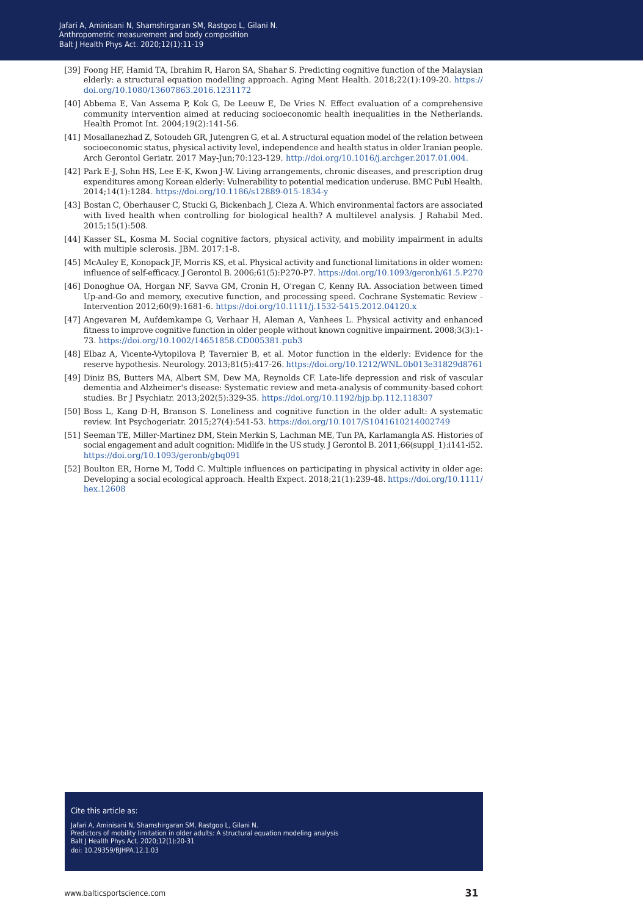[39] Foong HF, Hamid TA, Ibrahim R, Haron SA, Shahar S. Predicting cognitive function of the Malaysian elderly: a structural equation modelling approach. Aging Ment Health. 2018;22(1):109-20. https://doi.org/10.1080/13607863.2016.1231172

[40] Abbema E, Van Assema P, Kok G, De Leeuw E, De Vries N. Effect evaluation of a comprehensive community intervention aimed at reducing socioeconomic health inequalities in the Netherlands. Health Promot Int. 2004;19(2):141-56.

[41] Mosallanezhad Z, Sotoudeh GR, Jutengren G, et al. A structural equation model of the relation between socioeconomic status, physical activity level, independence and health status in older Iranian people. Arch Gerontol Geriatr. 2017 May-Jun;70:123-129. http://doi.org/10.1016/j.archger.2017.01.004.

[42] Park E-J, Sohn HS, Lee E-K, Kwon J-W. Living arrangements, chronic diseases, and prescription drug expenditures among Korean elderly: Vulnerability to potential medication underuse. BMC Publ Health. 2014;14(1):1284. https://doi.org/10.1186/s12889-015-1834-y

[43] Bostan C, Oberhauser C, Stucki G, Bickenbach J, Cieza A. Which environmental factors are associated with lived health when controlling for biological health? A multilevel analysis. J Rahabil Med. 2015;15(1):508.

[44] Kasser SL, Kosma M. Social cognitive factors, physical activity, and mobility impairment in adults with multiple sclerosis. JBM. 2017:1-8.

[45] McAuley E, Konopack JF, Morris KS, et al. Physical activity and functional limitations in older women: influence of self-efficacy. J Gerontol B. 2006;61(5):P270-P7. https://doi.org/10.1093/geronb/61.5.P270

[46] Donoghue OA, Horgan NF, Savva GM, Cronin H, O'regan C, Kenny RA. Association between timed Up-and-Go and memory, executive function, and processing speed. Cochrane Systematic Review - Intervention 2012;60(9):1681-6. https://doi.org/10.1111/j.1532-5415.2012.04120.x

[47] Angevaren M, Aufdemkampe G, Verhaar H, Aleman A, Vanhees L. Physical activity and enhanced fitness to improve cognitive function in older people without known cognitive impairment. 2008;3(3):1-73. https://doi.org/10.1002/14651858.CD005381.pub3

[48] Elbaz A, Vicente-Vytopilova P, Tavernier B, et al. Motor function in the elderly: Evidence for the reserve hypothesis. Neurology. 2013;81(5):417-26. https://doi.org/10.1212/WNL.0b013e31829d8761

[49] Diniz BS, Butters MA, Albert SM, Dew MA, Reynolds CF. Late-life depression and risk of vascular dementia and Alzheimer's disease: Systematic review and meta-analysis of community-based cohort studies. Br J Psychiatr. 2013;202(5):329-35. https://doi.org/10.1192/bjp.bp.112.118307

[50] Boss L, Kang D-H, Branson S. Loneliness and cognitive function in the older adult: A systematic review. Int Psychogeriatr. 2015;27(4):541-53. https://doi.org/10.1017/S1041610214002749

[51] Seeman TE, Miller-Martinez DM, Stein Merkin S, Lachman ME, Tun PA, Karlamangla AS. Histories of social engagement and adult cognition: Midlife in the US study. J Gerontol B. 2011;66(suppl_1):i141-i52. https://doi.org/10.1093/geronb/gbq091

[52] Boulton ER, Horne M, Todd C. Multiple influences on participating in physical activity in older age: Developing a social ecological approach. Health Expect. 2018;21(1):239-48. https://doi.org/10.1111/hex.12608

Cite this article as:

Jafari A, Aminisani N, Shamshirgaran SM, Rastgoo L, Gilani N.
Predictors of mobility limitation in older adults: A structural equation modeling analysis
Balt J Health Phys Act. 2020;12(1):20-31
doi: 10.29359/BJHPA.12.1.03